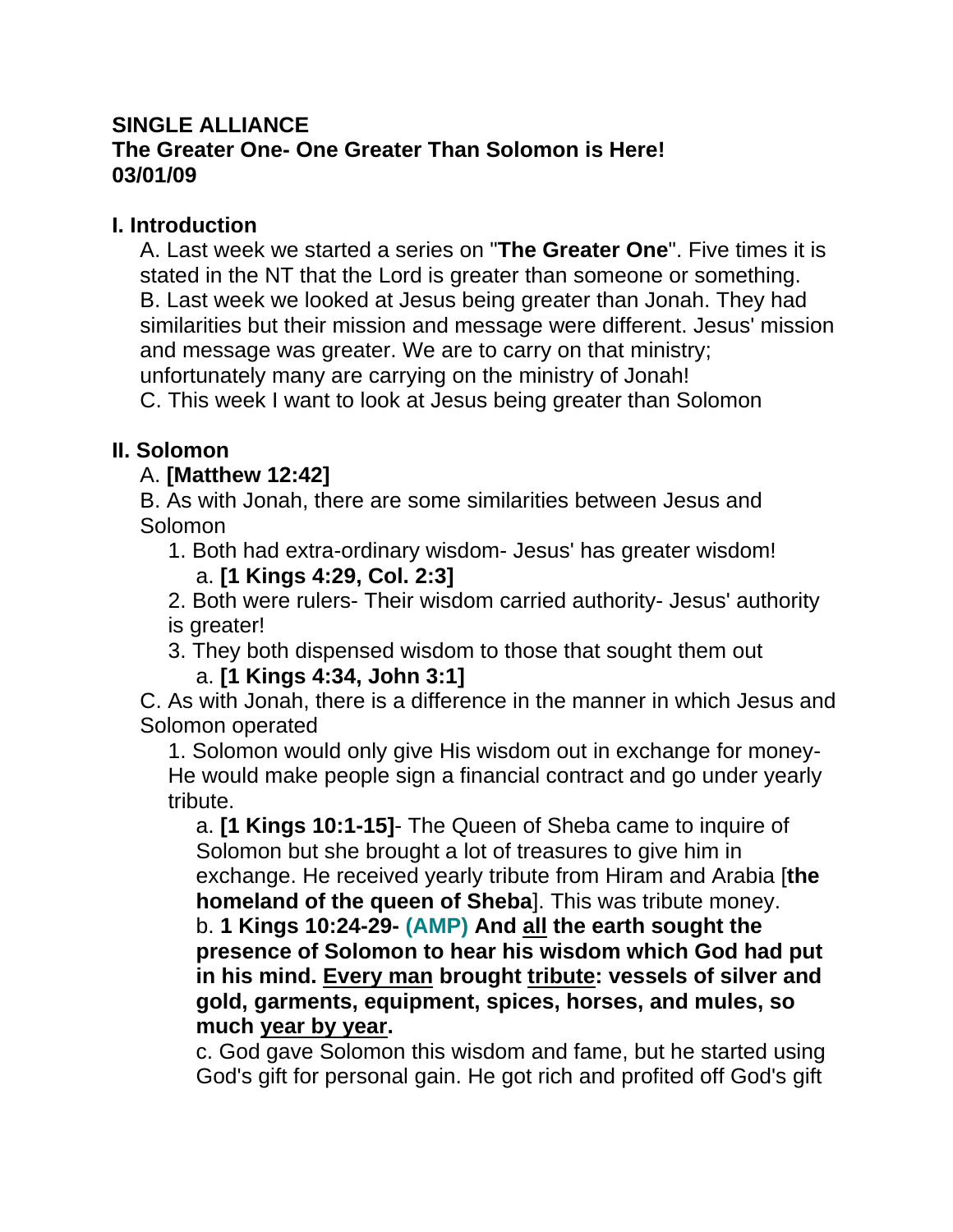**SINGLE ALLIANCE**
**The Greater One- One Greater Than Solomon is Here!**
**03/01/09**

## I. Introduction

A. Last week we started a series on "**The Greater One**". Five times it is stated in the NT that the Lord is greater than someone or something.
B. Last week we looked at Jesus being greater than Jonah. They had similarities but their mission and message were different. Jesus' mission and message was greater. We are to carry on that ministry; unfortunately many are carrying on the ministry of Jonah!
C. This week I want to look at Jesus being greater than Solomon

## II. Solomon

A. **[Matthew 12:42]**
B. As with Jonah, there are some similarities between Jesus and Solomon

1. Both had extra-ordinary wisdom- Jesus' has greater wisdom!
   a. **[1 Kings 4:29, Col. 2:3]**
2. Both were rulers- Their wisdom carried authority- Jesus' authority is greater!
3. They both dispensed wisdom to those that sought them out
   a. **[1 Kings 4:34, John 3:1]**

C. As with Jonah, there is a difference in the manner in which Jesus and Solomon operated

1. Solomon would only give His wisdom out in exchange for money- He would make people sign a financial contract and go under yearly tribute.
   a. **[1 Kings 10:1-15]**- The Queen of Sheba came to inquire of Solomon but she brought a lot of treasures to give him in exchange. He received yearly tribute from Hiram and Arabia [**the homeland of the queen of Sheba**]. This was tribute money.
   b. **1 Kings 10:24-29- (AMP) And <u>all</u> the earth sought the presence of Solomon to hear his wisdom which God had put in his mind. <u>Every man</u> brought <u>tribute</u>: vessels of silver and gold, garments, equipment, spices, horses, and mules, so much <u>year by year</u>.**
   c. God gave Solomon this wisdom and fame, but he started using God's gift for personal gain. He got rich and profited off God's gift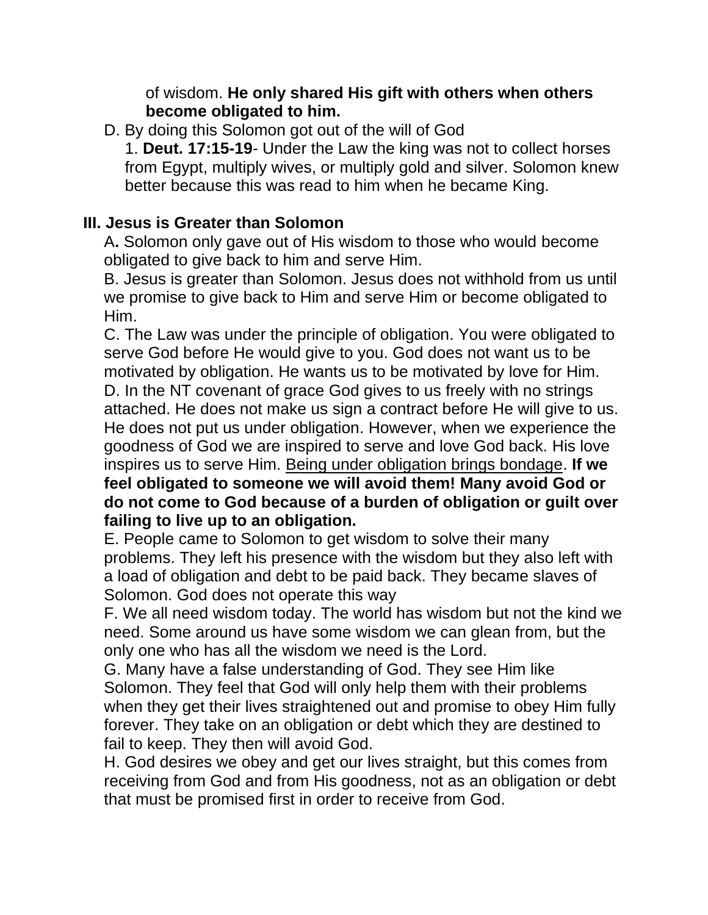of wisdom. **He only shared His gift with others when others become obligated to him.**

D. By doing this Solomon got out of the will of God

1. **Deut. 17:15-19**- Under the Law the king was not to collect horses from Egypt, multiply wives, or multiply gold and silver. Solomon knew better because this was read to him when he became King.

## III. Jesus is Greater than Solomon

A**.** Solomon only gave out of His wisdom to those who would become obligated to give back to him and serve Him.

B. Jesus is greater than Solomon. Jesus does not withhold from us until we promise to give back to Him and serve Him or become obligated to Him.

C. The Law was under the principle of obligation. You were obligated to serve God before He would give to you. God does not want us to be motivated by obligation. He wants us to be motivated by love for Him.

D. In the NT covenant of grace God gives to us freely with no strings attached. He does not make us sign a contract before He will give to us. He does not put us under obligation. However, when we experience the goodness of God we are inspired to serve and love God back. His love inspires us to serve Him. <u>Being under obligation brings bondage</u>. **If we feel obligated to someone we will avoid them! Many avoid God or do not come to God because of a burden of obligation or guilt over failing to live up to an obligation.**

E. People came to Solomon to get wisdom to solve their many problems. They left his presence with the wisdom but they also left with a load of obligation and debt to be paid back. They became slaves of Solomon. God does not operate this way

F. We all need wisdom today. The world has wisdom but not the kind we need. Some around us have some wisdom we can glean from, but the only one who has all the wisdom we need is the Lord.

G. Many have a false understanding of God. They see Him like Solomon. They feel that God will only help them with their problems when they get their lives straightened out and promise to obey Him fully forever. They take on an obligation or debt which they are destined to fail to keep. They then will avoid God.

H. God desires we obey and get our lives straight, but this comes from receiving from God and from His goodness, not as an obligation or debt that must be promised first in order to receive from God.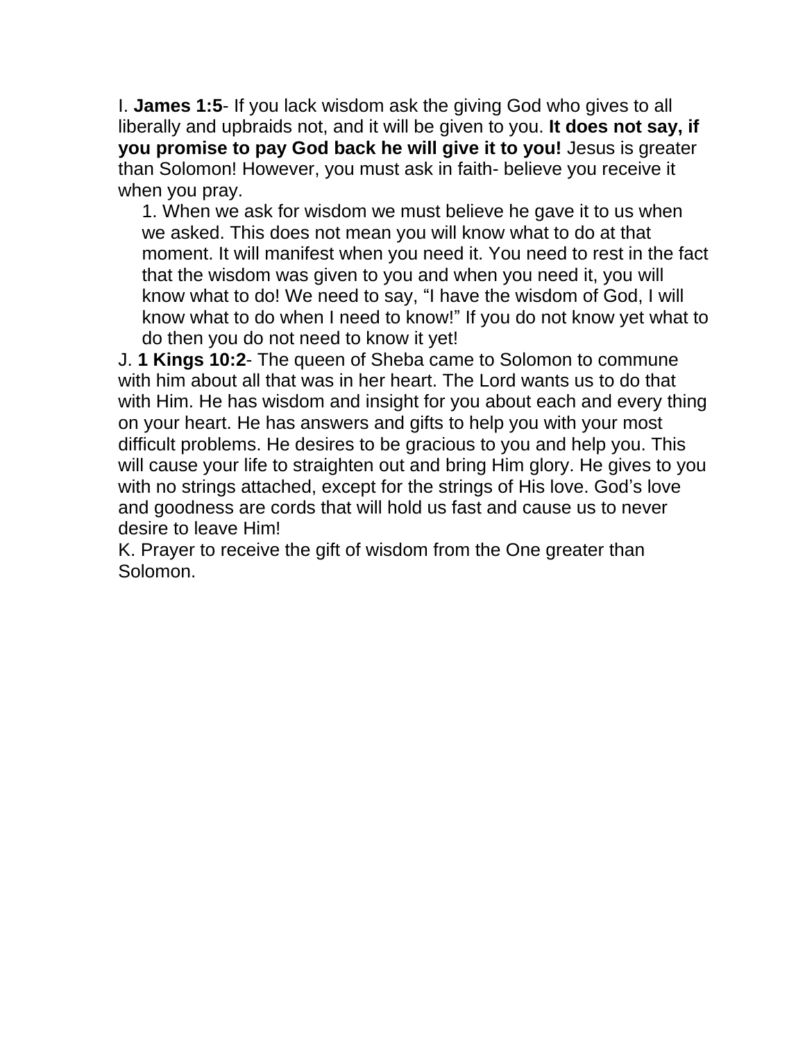I. **James 1:5**- If you lack wisdom ask the giving God who gives to all liberally and upbraids not, and it will be given to you. **It does not say, if you promise to pay God back he will give it to you!** Jesus is greater than Solomon! However, you must ask in faith- believe you receive it when you pray.

1. When we ask for wisdom we must believe he gave it to us when we asked. This does not mean you will know what to do at that moment. It will manifest when you need it. You need to rest in the fact that the wisdom was given to you and when you need it, you will know what to do! We need to say, "I have the wisdom of God, I will know what to do when I need to know!" If you do not know yet what to do then you do not need to know it yet!

J. **1 Kings 10:2**- The queen of Sheba came to Solomon to commune with him about all that was in her heart. The Lord wants us to do that with Him. He has wisdom and insight for you about each and every thing on your heart. He has answers and gifts to help you with your most difficult problems. He desires to be gracious to you and help you. This will cause your life to straighten out and bring Him glory. He gives to you with no strings attached, except for the strings of His love. God's love and goodness are cords that will hold us fast and cause us to never desire to leave Him!

K. Prayer to receive the gift of wisdom from the One greater than Solomon.